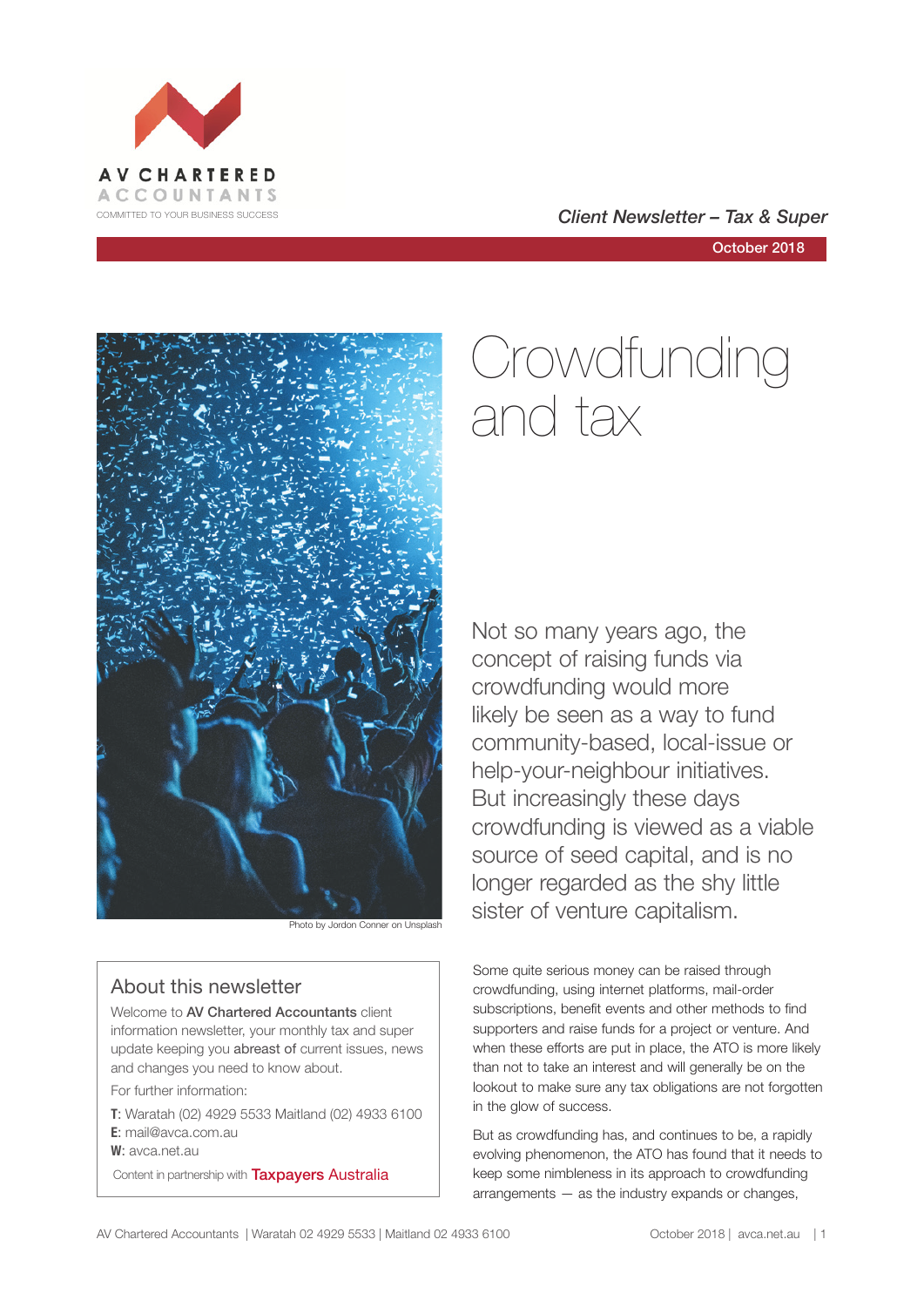AV CHARTERED ACCOUNTANTS

COMMITTED TO YOUR BUSINESS SUCCESS

*Client Newsletter – Tax & Super*

October 2018

Photo by Jordon Conner on Unsplash

# Crowdfunding and tax

Not so many years ago, the concept of raising funds via crowdfunding would more likely be seen as a way to fund community-based, local-issue or help-your-neighbour initiatives. But increasingly these days crowdfunding is viewed as a viable source of seed capital, and is no longer regarded as the shy little sister of venture capitalism.

Some quite serious money can be raised through crowdfunding, using internet platforms, mail-order subscriptions, benefit events and other methods to find supporters and raise funds for a project or venture. And when these efforts are put in place, the ATO is more likely than not to take an interest and will generally be on the lookout to make sure any tax obligations are not forgotten in the glow of success.

But as crowdfunding has, and continues to be, a rapidly evolving phenomenon, the ATO has found that it needs to keep some nimbleness in its approach to crowdfunding arrangements — as the industry expands or changes,

## About this newsletter

Welcome to **AV Chartered Accountants** client information newsletter, your monthly tax and super update keeping you **abreast of** current issues, news and changes you need to know about.

For further information:

**T**: Waratah (02) 4929 5533 Maitland (02) 4933 6100
**E**: mail@avca.com.au
**W**: avca.net.au

Content in partnership with Taxpayers Australia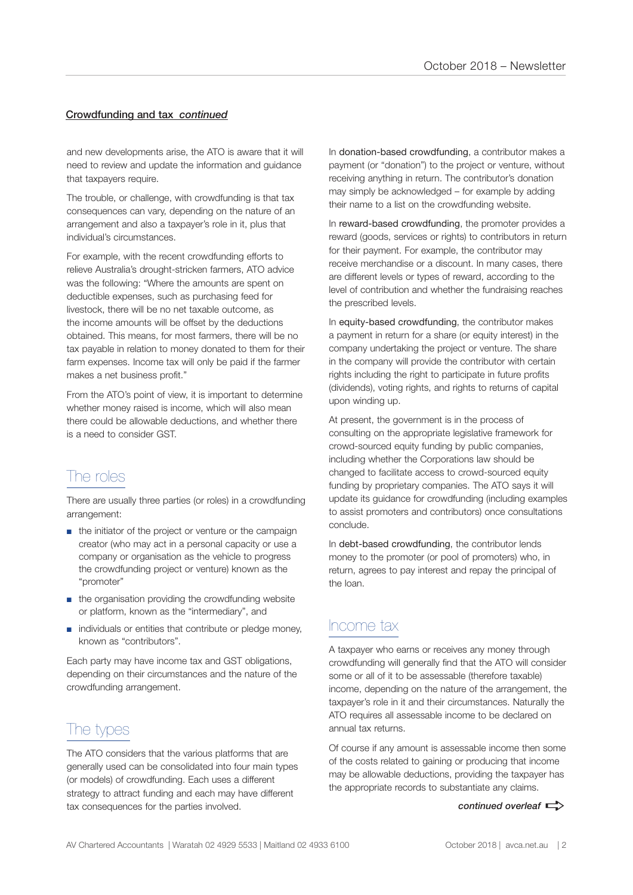**Crowdfunding and tax *continued***

and new developments arise, the ATO is aware that it will need to review and update the information and guidance that taxpayers require.

The trouble, or challenge, with crowdfunding is that tax consequences can vary, depending on the nature of an arrangement and also a taxpayer's role in it, plus that individual's circumstances.

For example, with the recent crowdfunding efforts to relieve Australia's drought-stricken farmers, ATO advice was the following: "Where the amounts are spent on deductible expenses, such as purchasing feed for livestock, there will be no net taxable outcome, as the income amounts will be offset by the deductions obtained. This means, for most farmers, there will be no tax payable in relation to money donated to them for their farm expenses. Income tax will only be paid if the farmer makes a net business profit."

From the ATO's point of view, it is important to determine whether money raised is income, which will also mean there could be allowable deductions, and whether there is a need to consider GST.

## The roles

There are usually three parties (or roles) in a crowdfunding arrangement:

- the initiator of the project or venture or the campaign creator (who may act in a personal capacity or use a company or organisation as the vehicle to progress the crowdfunding project or venture) known as the "promoter"
- the organisation providing the crowdfunding website or platform, known as the "intermediary", and
- individuals or entities that contribute or pledge money, known as "contributors".

Each party may have income tax and GST obligations, depending on their circumstances and the nature of the crowdfunding arrangement.

## The types

The ATO considers that the various platforms that are generally used can be consolidated into four main types (or models) of crowdfunding. Each uses a different strategy to attract funding and each may have different tax consequences for the parties involved.

In donation-based crowdfunding, a contributor makes a payment (or "donation") to the project or venture, without receiving anything in return. The contributor's donation may simply be acknowledged – for example by adding their name to a list on the crowdfunding website.

In reward-based crowdfunding, the promoter provides a reward (goods, services or rights) to contributors in return for their payment. For example, the contributor may receive merchandise or a discount. In many cases, there are different levels or types of reward, according to the level of contribution and whether the fundraising reaches the prescribed levels.

In equity-based crowdfunding, the contributor makes a payment in return for a share (or equity interest) in the company undertaking the project or venture. The share in the company will provide the contributor with certain rights including the right to participate in future profits (dividends), voting rights, and rights to returns of capital upon winding up.

At present, the government is in the process of consulting on the appropriate legislative framework for crowd-sourced equity funding by public companies, including whether the Corporations law should be changed to facilitate access to crowd-sourced equity funding by proprietary companies. The ATO says it will update its guidance for crowdfunding (including examples to assist promoters and contributors) once consultations conclude.

In debt-based crowdfunding, the contributor lends money to the promoter (or pool of promoters) who, in return, agrees to pay interest and repay the principal of the loan.

## Income tax

A taxpayer who earns or receives any money through crowdfunding will generally find that the ATO will consider some or all of it to be assessable (therefore taxable) income, depending on the nature of the arrangement, the taxpayer's role in it and their circumstances. Naturally the ATO requires all assessable income to be declared on annual tax returns.

Of course if any amount is assessable income then some of the costs related to gaining or producing that income may be allowable deductions, providing the taxpayer has the appropriate records to substantiate any claims.

***continued overleaf***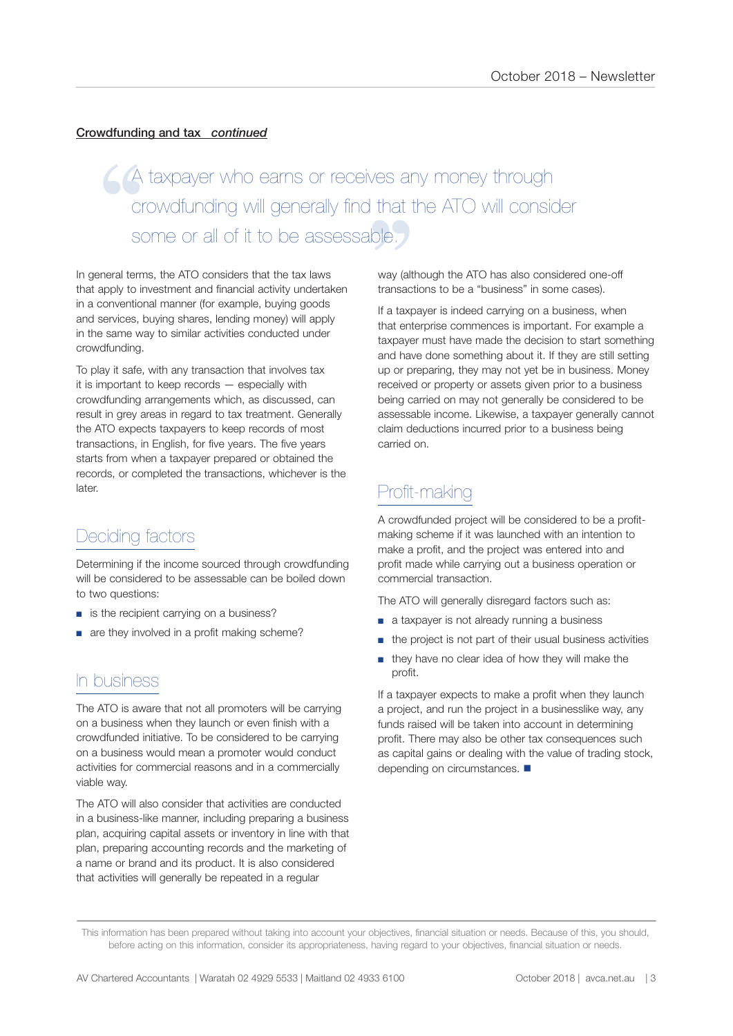**Crowdfunding and tax** ***continued***

> A taxpayer who earns or receives any money through crowdfunding will generally find that the ATO will consider some or all of it to be assessable.

In general terms, the ATO considers that the tax laws that apply to investment and financial activity undertaken in a conventional manner (for example, buying goods and services, buying shares, lending money) will apply in the same way to similar activities conducted under crowdfunding.

To play it safe, with any transaction that involves tax it is important to keep records — especially with crowdfunding arrangements which, as discussed, can result in grey areas in regard to tax treatment. Generally the ATO expects taxpayers to keep records of most transactions, in English, for five years. The five years starts from when a taxpayer prepared or obtained the records, or completed the transactions, whichever is the later.

## Deciding factors

Determining if the income sourced through crowdfunding will be considered to be assessable can be boiled down to two questions:

- is the recipient carrying on a business?
- are they involved in a profit making scheme?

## In business

The ATO is aware that not all promoters will be carrying on a business when they launch or even finish with a crowdfunded initiative. To be considered to be carrying on a business would mean a promoter would conduct activities for commercial reasons and in a commercially viable way.

The ATO will also consider that activities are conducted in a business-like manner, including preparing a business plan, acquiring capital assets or inventory in line with that plan, preparing accounting records and the marketing of a name or brand and its product. It is also considered that activities will generally be repeated in a regular way (although the ATO has also considered one-off transactions to be a "business" in some cases).

If a taxpayer is indeed carrying on a business, when that enterprise commences is important. For example a taxpayer must have made the decision to start something and have done something about it. If they are still setting up or preparing, they may not yet be in business. Money received or property or assets given prior to a business being carried on may not generally be considered to be assessable income. Likewise, a taxpayer generally cannot claim deductions incurred prior to a business being carried on.

## Profit-making

A crowdfunded project will be considered to be a profit-making scheme if it was launched with an intention to make a profit, and the project was entered into and profit made while carrying out a business operation or commercial transaction.

The ATO will generally disregard factors such as:

- a taxpayer is not already running a business
- the project is not part of their usual business activities
- they have no clear idea of how they will make the profit.

If a taxpayer expects to make a profit when they launch a project, and run the project in a businesslike way, any funds raised will be taken into account in determining profit. There may also be other tax consequences such as capital gains or dealing with the value of trading stock, depending on circumstances. ■

This information has been prepared without taking into account your objectives, financial situation or needs. Because of this, you should, before acting on this information, consider its appropriateness, having regard to your objectives, financial situation or needs.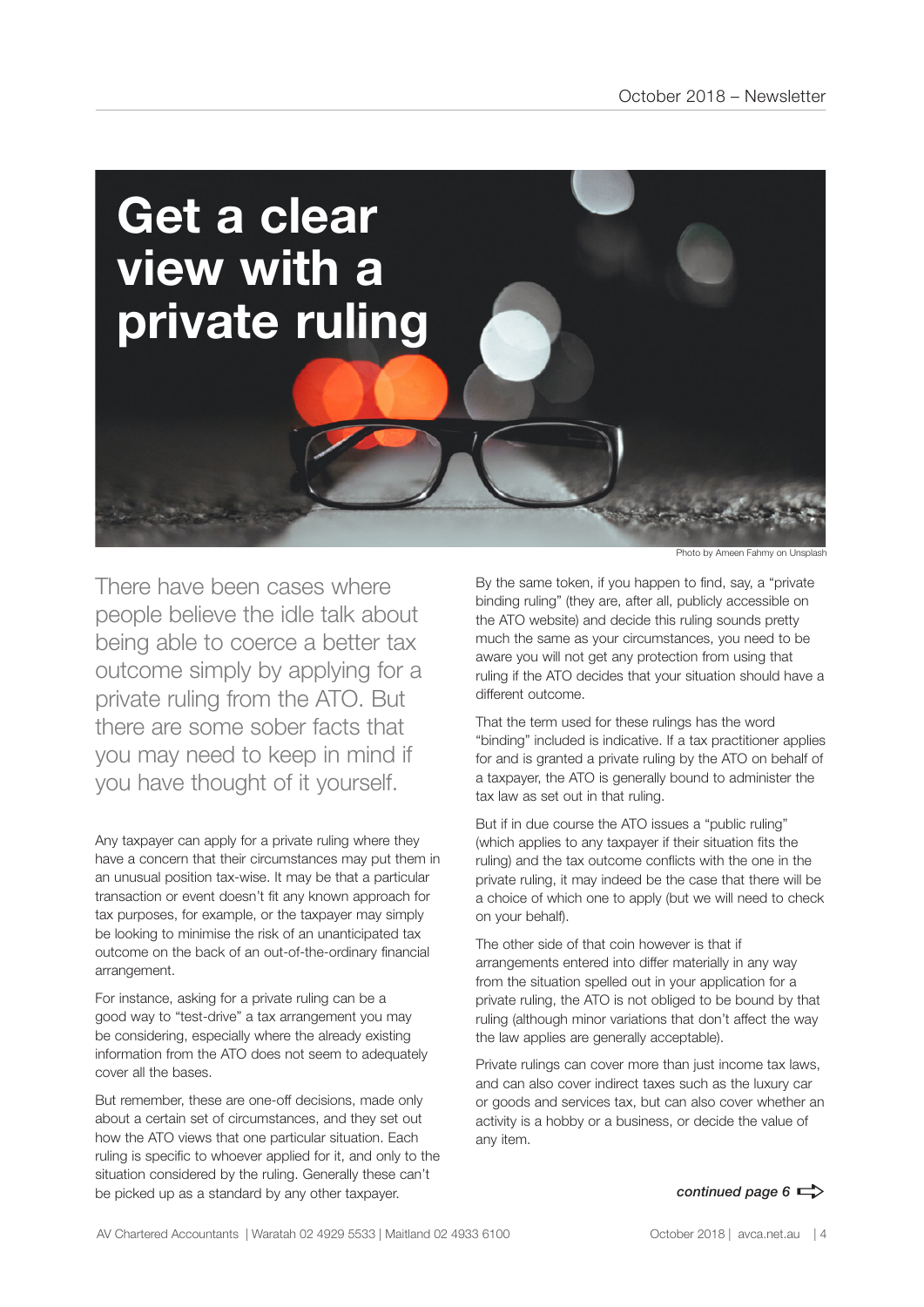# Get a clear view with a private ruling

Photo by Ameen Fahmy on Unsplash

There have been cases where people believe the idle talk about being able to coerce a better tax outcome simply by applying for a private ruling from the ATO. But there are some sober facts that you may need to keep in mind if you have thought of it yourself.

Any taxpayer can apply for a private ruling where they have a concern that their circumstances may put them in an unusual position tax-wise. It may be that a particular transaction or event doesn't fit any known approach for tax purposes, for example, or the taxpayer may simply be looking to minimise the risk of an unanticipated tax outcome on the back of an out-of-the-ordinary financial arrangement.

For instance, asking for a private ruling can be a good way to "test-drive" a tax arrangement you may be considering, especially where the already existing information from the ATO does not seem to adequately cover all the bases.

But remember, these are one-off decisions, made only about a certain set of circumstances, and they set out how the ATO views that one particular situation. Each ruling is specific to whoever applied for it, and only to the situation considered by the ruling. Generally these can't be picked up as a standard by any other taxpayer.

By the same token, if you happen to find, say, a "private binding ruling" (they are, after all, publicly accessible on the ATO website) and decide this ruling sounds pretty much the same as your circumstances, you need to be aware you will not get any protection from using that ruling if the ATO decides that your situation should have a different outcome.

That the term used for these rulings has the word "binding" included is indicative. If a tax practitioner applies for and is granted a private ruling by the ATO on behalf of a taxpayer, the ATO is generally bound to administer the tax law as set out in that ruling.

But if in due course the ATO issues a "public ruling" (which applies to any taxpayer if their situation fits the ruling) and the tax outcome conflicts with the one in the private ruling, it may indeed be the case that there will be a choice of which one to apply (but we will need to check on your behalf).

The other side of that coin however is that if arrangements entered into differ materially in any way from the situation spelled out in your application for a private ruling, the ATO is not obliged to be bound by that ruling (although minor variations that don't affect the way the law applies are generally acceptable).

Private rulings can cover more than just income tax laws, and can also cover indirect taxes such as the luxury car or goods and services tax, but can also cover whether an activity is a hobby or a business, or decide the value of any item.

*continued page 6* ⇨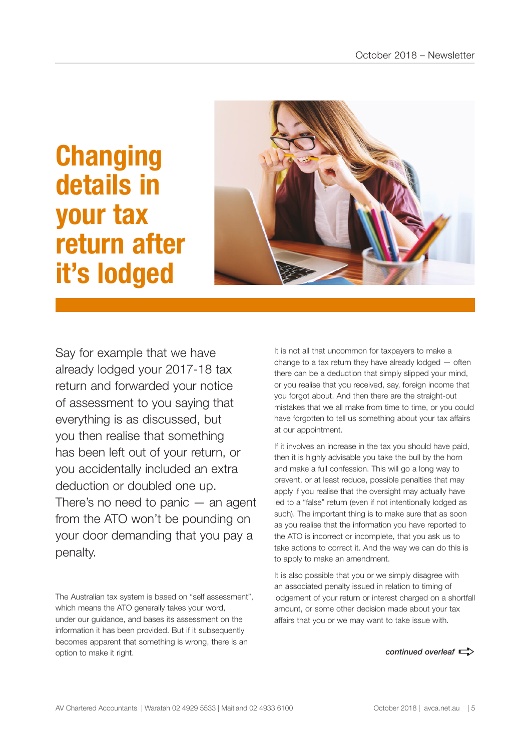# Changing details in your tax return after it's lodged

Say for example that we have already lodged your 2017-18 tax return and forwarded your notice of assessment to you saying that everything is as discussed, but you then realise that something has been left out of your return, or you accidentally included an extra deduction or doubled one up. There's no need to panic — an agent from the ATO won't be pounding on your door demanding that you pay a penalty.

The Australian tax system is based on "self assessment", which means the ATO generally takes your word, under our guidance, and bases its assessment on the information it has been provided. But if it subsequently becomes apparent that something is wrong, there is an option to make it right.

It is not all that uncommon for taxpayers to make a change to a tax return they have already lodged — often there can be a deduction that simply slipped your mind, or you realise that you received, say, foreign income that you forgot about. And then there are the straight-out mistakes that we all make from time to time, or you could have forgotten to tell us something about your tax affairs at our appointment.

If it involves an increase in the tax you should have paid, then it is highly advisable you take the bull by the horn and make a full confession. This will go a long way to prevent, or at least reduce, possible penalties that may apply if you realise that the oversight may actually have led to a "false" return (even if not intentionally lodged as such). The important thing is to make sure that as soon as you realise that the information you have reported to the ATO is incorrect or incomplete, that you ask us to take actions to correct it. And the way we can do this is to apply to make an amendment.

It is also possible that you or we simply disagree with an associated penalty issued in relation to timing of lodgement of your return or interest charged on a shortfall amount, or some other decision made about your tax affairs that you or we may want to take issue with.

*continued overleaf*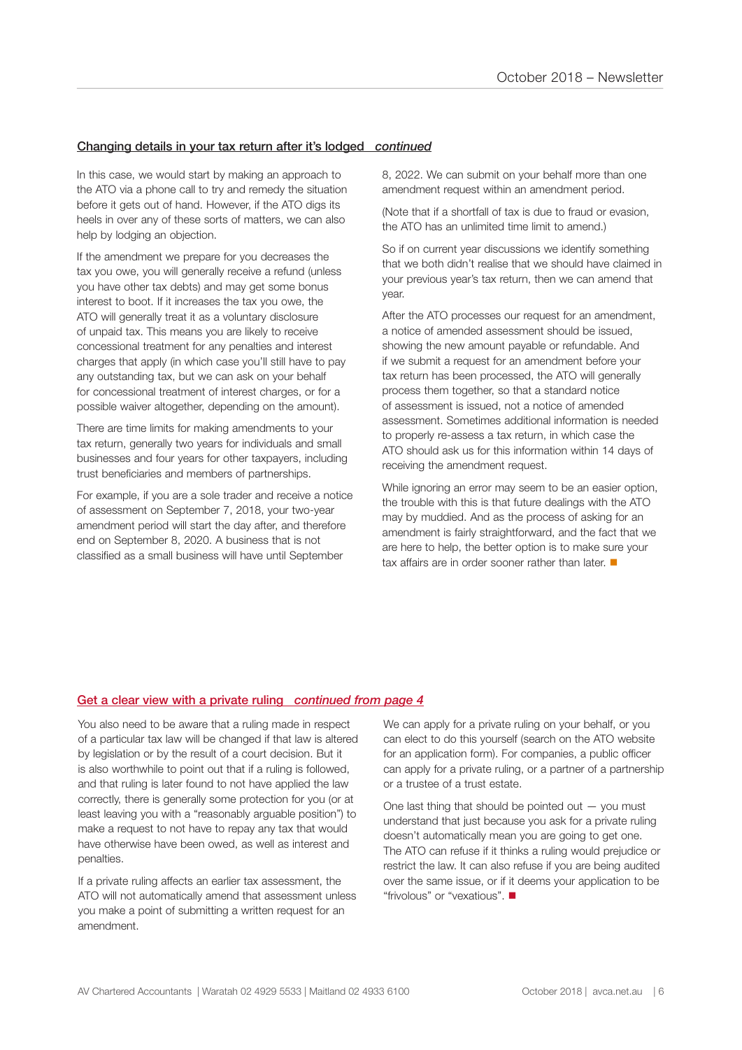## Changing details in your tax return after it's lodged *continued*

In this case, we would start by making an approach to the ATO via a phone call to try and remedy the situation before it gets out of hand. However, if the ATO digs its heels in over any of these sorts of matters, we can also help by lodging an objection.

If the amendment we prepare for you decreases the tax you owe, you will generally receive a refund (unless you have other tax debts) and may get some bonus interest to boot. If it increases the tax you owe, the ATO will generally treat it as a voluntary disclosure of unpaid tax. This means you are likely to receive concessional treatment for any penalties and interest charges that apply (in which case you'll still have to pay any outstanding tax, but we can ask on your behalf for concessional treatment of interest charges, or for a possible waiver altogether, depending on the amount).

There are time limits for making amendments to your tax return, generally two years for individuals and small businesses and four years for other taxpayers, including trust beneficiaries and members of partnerships.

For example, if you are a sole trader and receive a notice of assessment on September 7, 2018, your two-year amendment period will start the day after, and therefore end on September 8, 2020. A business that is not classified as a small business will have until September 8, 2022. We can submit on your behalf more than one amendment request within an amendment period.

(Note that if a shortfall of tax is due to fraud or evasion, the ATO has an unlimited time limit to amend.)

So if on current year discussions we identify something that we both didn't realise that we should have claimed in your previous year's tax return, then we can amend that year.

After the ATO processes our request for an amendment, a notice of amended assessment should be issued, showing the new amount payable or refundable. And if we submit a request for an amendment before your tax return has been processed, the ATO will generally process them together, so that a standard notice of assessment is issued, not a notice of amended assessment. Sometimes additional information is needed to properly re-assess a tax return, in which case the ATO should ask us for this information within 14 days of receiving the amendment request.

While ignoring an error may seem to be an easier option, the trouble with this is that future dealings with the ATO may by muddied. And as the process of asking for an amendment is fairly straightforward, and the fact that we are here to help, the better option is to make sure your tax affairs are in order sooner rather than later. ■

## Get a clear view with a private ruling *continued from page 4*

You also need to be aware that a ruling made in respect of a particular tax law will be changed if that law is altered by legislation or by the result of a court decision. But it is also worthwhile to point out that if a ruling is followed, and that ruling is later found to not have applied the law correctly, there is generally some protection for you (or at least leaving you with a "reasonably arguable position") to make a request to not have to repay any tax that would have otherwise been owed, as well as interest and penalties.

If a private ruling affects an earlier tax assessment, the ATO will not automatically amend that assessment unless you make a point of submitting a written request for an amendment.

We can apply for a private ruling on your behalf, or you can elect to do this yourself (search on the ATO website for an application form). For companies, a public officer can apply for a private ruling, or a partner of a partnership or a trustee of a trust estate.

One last thing that should be pointed out — you must understand that just because you ask for a private ruling doesn't automatically mean you are going to get one. The ATO can refuse if it thinks a ruling would prejudice or restrict the law. It can also refuse if you are being audited over the same issue, or if it deems your application to be "frivolous" or "vexatious". ■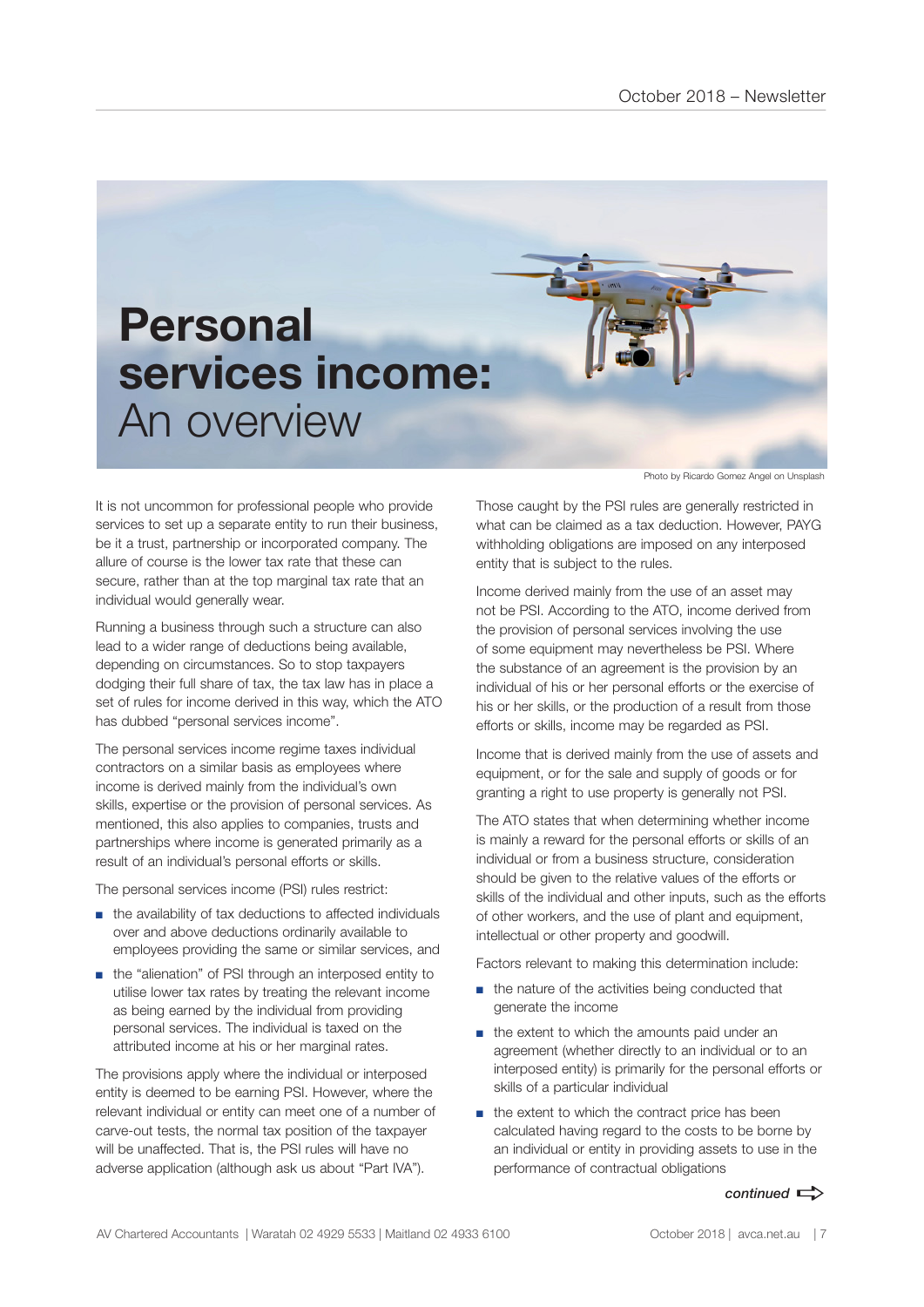# Personal services income: An overview

Photo by Ricardo Gomez Angel on Unsplash

It is not uncommon for professional people who provide services to set up a separate entity to run their business, be it a trust, partnership or incorporated company. The allure of course is the lower tax rate that these can secure, rather than at the top marginal tax rate that an individual would generally wear.

Running a business through such a structure can also lead to a wider range of deductions being available, depending on circumstances. So to stop taxpayers dodging their full share of tax, the tax law has in place a set of rules for income derived in this way, which the ATO has dubbed "personal services income".

The personal services income regime taxes individual contractors on a similar basis as employees where income is derived mainly from the individual's own skills, expertise or the provision of personal services. As mentioned, this also applies to companies, trusts and partnerships where income is generated primarily as a result of an individual's personal efforts or skills.

The personal services income (PSI) rules restrict:

- the availability of tax deductions to affected individuals over and above deductions ordinarily available to employees providing the same or similar services, and
- the "alienation" of PSI through an interposed entity to utilise lower tax rates by treating the relevant income as being earned by the individual from providing personal services. The individual is taxed on the attributed income at his or her marginal rates.

The provisions apply where the individual or interposed entity is deemed to be earning PSI. However, where the relevant individual or entity can meet one of a number of carve-out tests, the normal tax position of the taxpayer will be unaffected. That is, the PSI rules will have no adverse application (although ask us about "Part IVA").

Those caught by the PSI rules are generally restricted in what can be claimed as a tax deduction. However, PAYG withholding obligations are imposed on any interposed entity that is subject to the rules.

Income derived mainly from the use of an asset may not be PSI. According to the ATO, income derived from the provision of personal services involving the use of some equipment may nevertheless be PSI. Where the substance of an agreement is the provision by an individual of his or her personal efforts or the exercise of his or her skills, or the production of a result from those efforts or skills, income may be regarded as PSI.

Income that is derived mainly from the use of assets and equipment, or for the sale and supply of goods or for granting a right to use property is generally not PSI.

The ATO states that when determining whether income is mainly a reward for the personal efforts or skills of an individual or from a business structure, consideration should be given to the relative values of the efforts or skills of the individual and other inputs, such as the efforts of other workers, and the use of plant and equipment, intellectual or other property and goodwill.

Factors relevant to making this determination include:

- the nature of the activities being conducted that generate the income
- the extent to which the amounts paid under an agreement (whether directly to an individual or to an interposed entity) is primarily for the personal efforts or skills of a particular individual
- the extent to which the contract price has been calculated having regard to the costs to be borne by an individual or entity in providing assets to use in the performance of contractual obligations

*continued*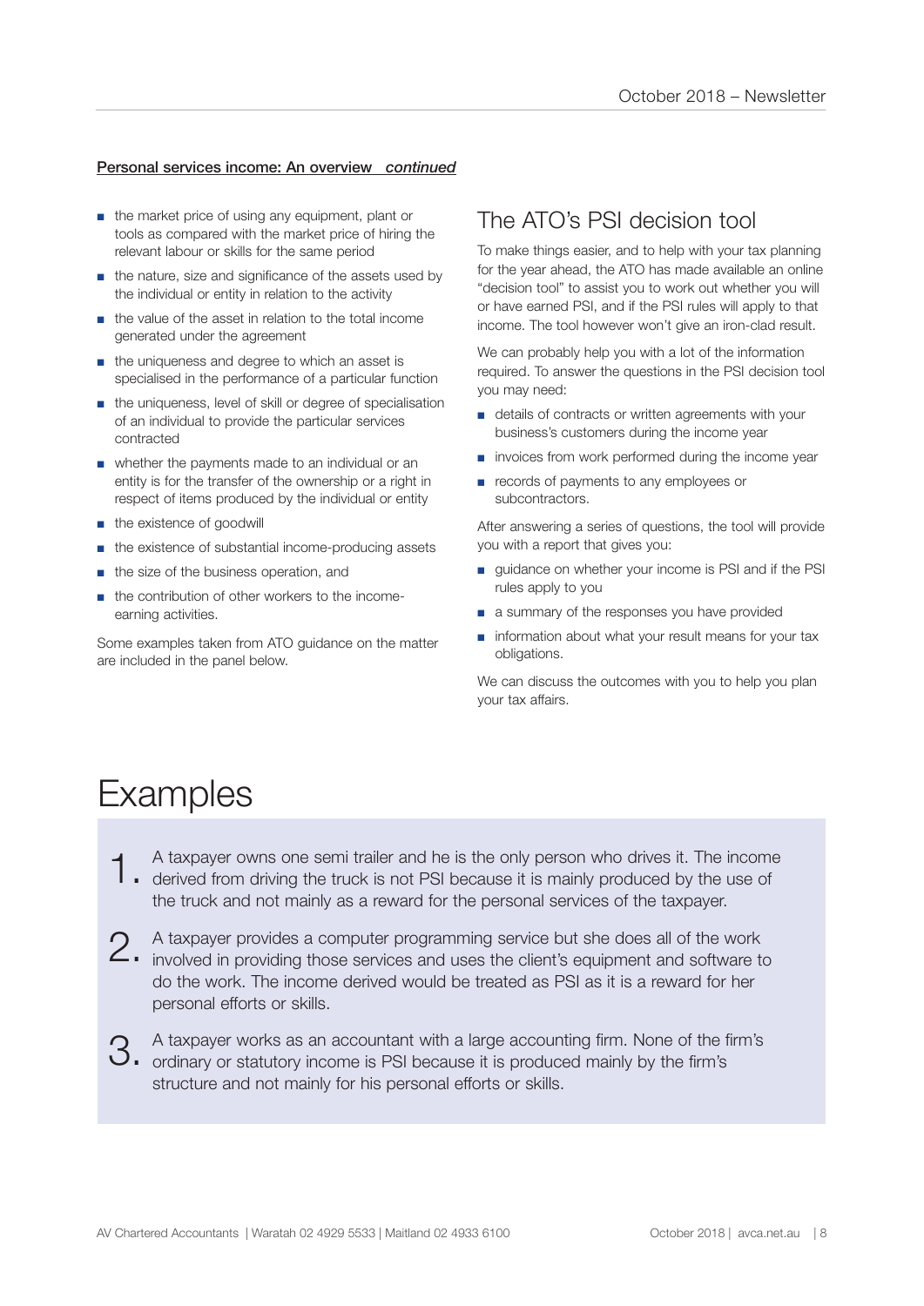**Personal services income: An overview** ***continued***

- the market price of using any equipment, plant or tools as compared with the market price of hiring the relevant labour or skills for the same period
- the nature, size and significance of the assets used by the individual or entity in relation to the activity
- the value of the asset in relation to the total income generated under the agreement
- the uniqueness and degree to which an asset is specialised in the performance of a particular function
- the uniqueness, level of skill or degree of specialisation of an individual to provide the particular services contracted
- whether the payments made to an individual or an entity is for the transfer of the ownership or a right in respect of items produced by the individual or entity
- the existence of goodwill
- the existence of substantial income-producing assets
- the size of the business operation, and
- the contribution of other workers to the income-earning activities.

Some examples taken from ATO guidance on the matter are included in the panel below.

## The ATO's PSI decision tool

To make things easier, and to help with your tax planning for the year ahead, the ATO has made available an online "decision tool" to assist you to work out whether you will or have earned PSI, and if the PSI rules will apply to that income. The tool however won't give an iron-clad result.

We can probably help you with a lot of the information required. To answer the questions in the PSI decision tool you may need:

- details of contracts or written agreements with your business's customers during the income year
- invoices from work performed during the income year
- records of payments to any employees or subcontractors.

After answering a series of questions, the tool will provide you with a report that gives you:

- guidance on whether your income is PSI and if the PSI rules apply to you
- a summary of the responses you have provided
- information about what your result means for your tax obligations.

We can discuss the outcomes with you to help you plan your tax affairs.

# Examples

1. A taxpayer owns one semi trailer and he is the only person who drives it. The income derived from driving the truck is not PSI because it is mainly produced by the use of the truck and not mainly as a reward for the personal services of the taxpayer.
2. A taxpayer provides a computer programming service but she does all of the work involved in providing those services and uses the client's equipment and software to do the work. The income derived would be treated as PSI as it is a reward for her personal efforts or skills.
3. A taxpayer works as an accountant with a large accounting firm. None of the firm's ordinary or statutory income is PSI because it is produced mainly by the firm's structure and not mainly for his personal efforts or skills.